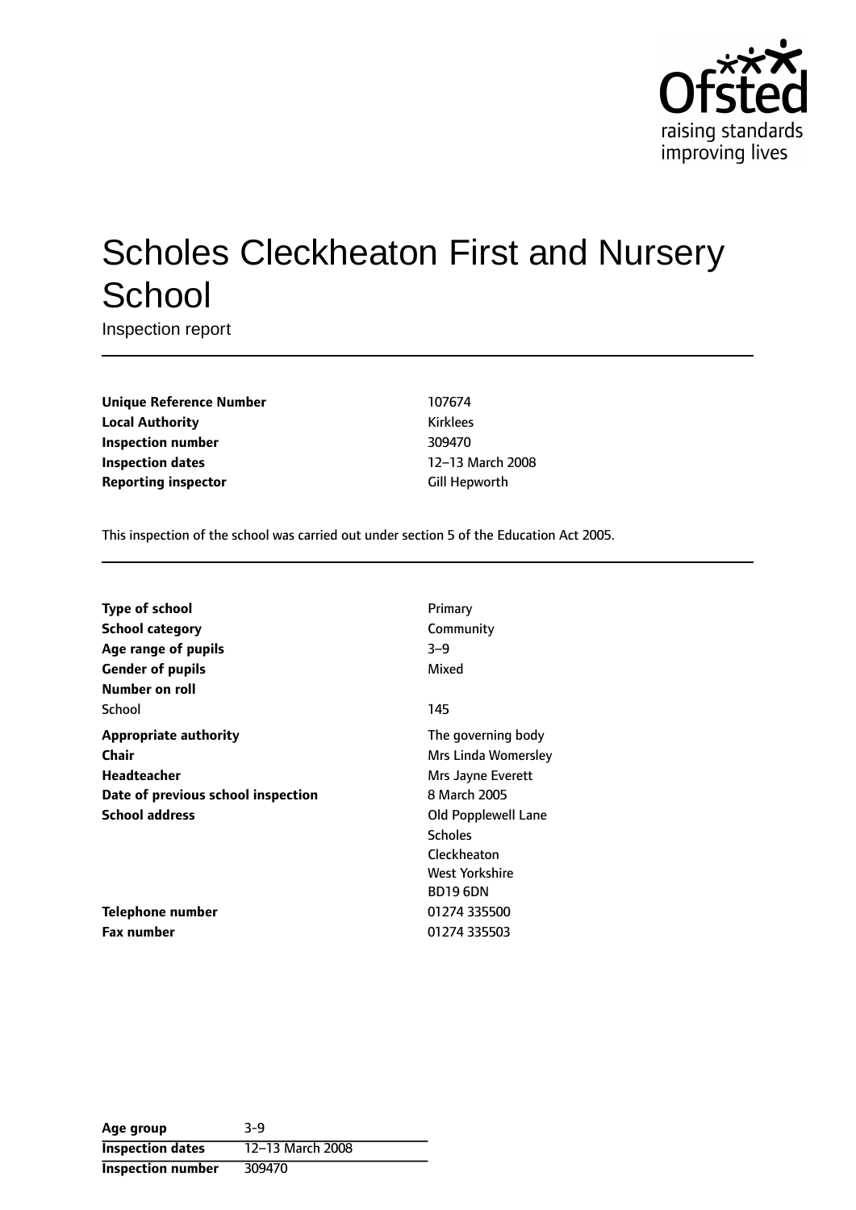# Scholes Cleckheaton First and Nursery School

Inspection report

| | |
|---|---|
| **Unique Reference Number** | 107674 |
| **Local Authority** | Kirklees |
| **Inspection number** | 309470 |
| **Inspection dates** | 12–13 March 2008 |
| **Reporting inspector** | Gill Hepworth |

This inspection of the school was carried out under section 5 of the Education Act 2005.

| | |
|---|---|
| **Type of school** | Primary |
| **School category** | Community |
| **Age range of pupils** | 3–9 |
| **Gender of pupils** | Mixed |
| **Number on roll** | |
| School | 145 |
| **Appropriate authority** | The governing body |
| **Chair** | Mrs Linda Womersley |
| **Headteacher** | Mrs Jayne Everett |
| **Date of previous school inspection** | 8 March 2005 |
| **School address** | Old Popplewell Lane<br>Scholes<br>Cleckheaton<br>West Yorkshire<br>BD19 6DN |
| **Telephone number** | 01274 335500 |
| **Fax number** | 01274 335503 |

| | |
|---|---|
| **Age group** | 3-9 |
| **Inspection dates** | 12–13 March 2008 |
| **Inspection number** | 309470 |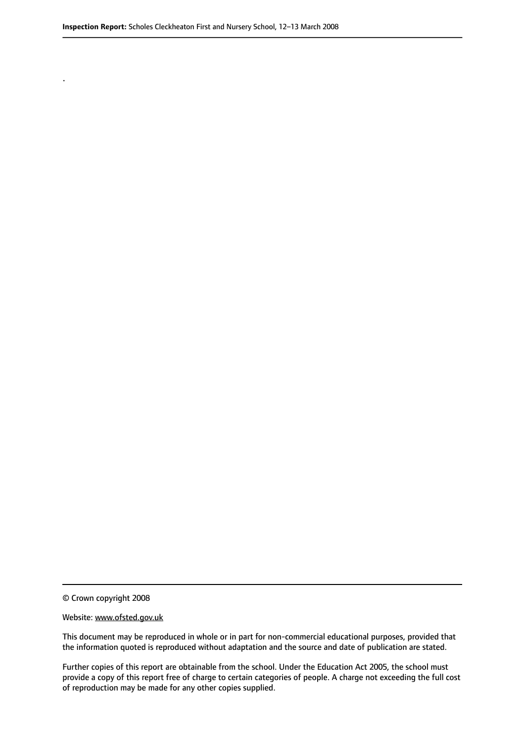.

© Crown copyright 2008

Website: www.ofsted.gov.uk

This document may be reproduced in whole or in part for non-commercial educational purposes, provided that the information quoted is reproduced without adaptation and the source and date of publication are stated.

Further copies of this report are obtainable from the school. Under the Education Act 2005, the school must provide a copy of this report free of charge to certain categories of people. A charge not exceeding the full cost of reproduction may be made for any other copies supplied.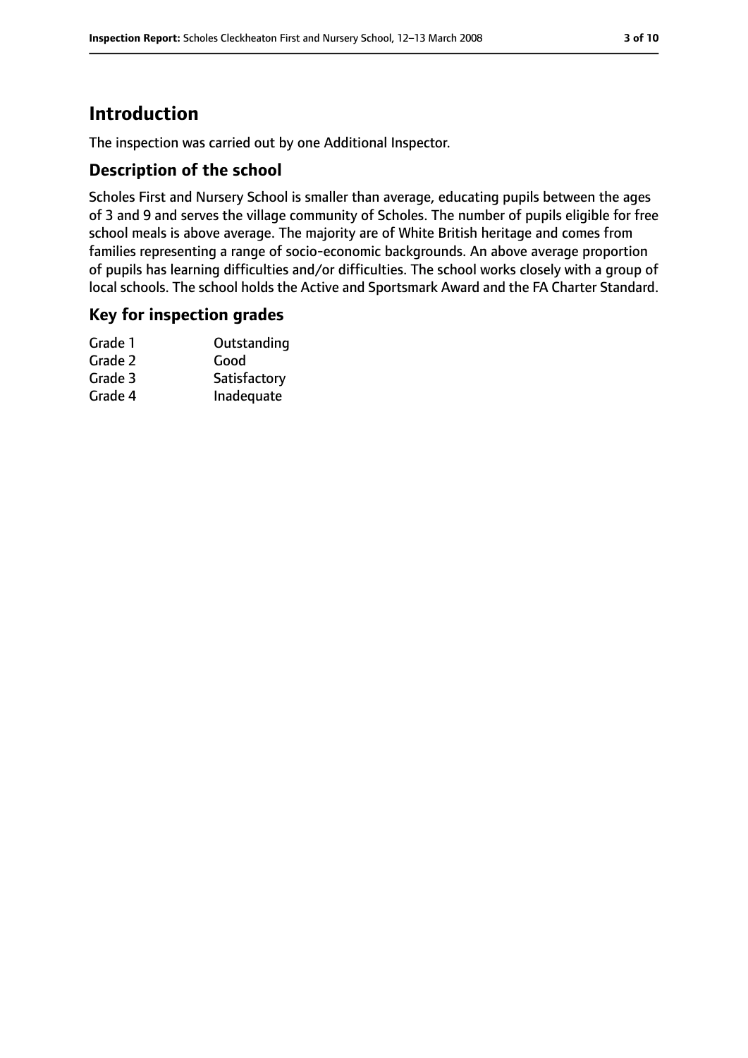# Introduction

The inspection was carried out by one Additional Inspector.

## Description of the school

Scholes First and Nursery School is smaller than average, educating pupils between the ages of 3 and 9 and serves the village community of Scholes. The number of pupils eligible for free school meals is above average. The majority are of White British heritage and comes from families representing a range of socio-economic backgrounds. An above average proportion of pupils has learning difficulties and/or difficulties. The school works closely with a group of local schools. The school holds the Active and Sportsmark Award and the FA Charter Standard.

## Key for inspection grades

| | |
|---|---|
| Grade 1 | Outstanding |
| Grade 2 | Good |
| Grade 3 | Satisfactory |
| Grade 4 | Inadequate |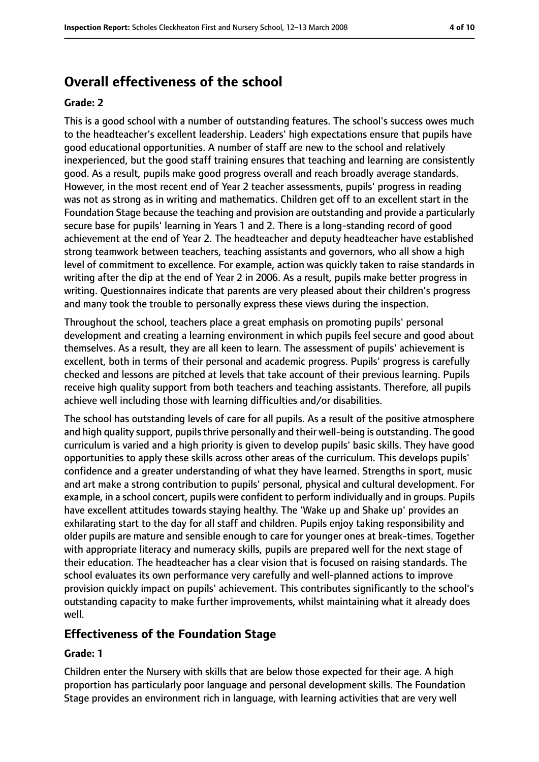## Overall effectiveness of the school

**Grade: 2**

This is a good school with a number of outstanding features. The school's success owes much to the headteacher's excellent leadership. Leaders' high expectations ensure that pupils have good educational opportunities. A number of staff are new to the school and relatively inexperienced, but the good staff training ensures that teaching and learning are consistently good. As a result, pupils make good progress overall and reach broadly average standards. However, in the most recent end of Year 2 teacher assessments, pupils' progress in reading was not as strong as in writing and mathematics. Children get off to an excellent start in the Foundation Stage because the teaching and provision are outstanding and provide a particularly secure base for pupils' learning in Years 1 and 2. There is a long-standing record of good achievement at the end of Year 2. The headteacher and deputy headteacher have established strong teamwork between teachers, teaching assistants and governors, who all show a high level of commitment to excellence. For example, action was quickly taken to raise standards in writing after the dip at the end of Year 2 in 2006. As a result, pupils make better progress in writing. Questionnaires indicate that parents are very pleased about their children's progress and many took the trouble to personally express these views during the inspection.

Throughout the school, teachers place a great emphasis on promoting pupils' personal development and creating a learning environment in which pupils feel secure and good about themselves. As a result, they are all keen to learn. The assessment of pupils' achievement is excellent, both in terms of their personal and academic progress. Pupils' progress is carefully checked and lessons are pitched at levels that take account of their previous learning. Pupils receive high quality support from both teachers and teaching assistants. Therefore, all pupils achieve well including those with learning difficulties and/or disabilities.

The school has outstanding levels of care for all pupils. As a result of the positive atmosphere and high quality support, pupils thrive personally and their well-being is outstanding. The good curriculum is varied and a high priority is given to develop pupils' basic skills. They have good opportunities to apply these skills across other areas of the curriculum. This develops pupils' confidence and a greater understanding of what they have learned. Strengths in sport, music and art make a strong contribution to pupils' personal, physical and cultural development. For example, in a school concert, pupils were confident to perform individually and in groups. Pupils have excellent attitudes towards staying healthy. The 'Wake up and Shake up' provides an exhilarating start to the day for all staff and children. Pupils enjoy taking responsibility and older pupils are mature and sensible enough to care for younger ones at break-times. Together with appropriate literacy and numeracy skills, pupils are prepared well for the next stage of their education. The headteacher has a clear vision that is focused on raising standards. The school evaluates its own performance very carefully and well-planned actions to improve provision quickly impact on pupils' achievement. This contributes significantly to the school's outstanding capacity to make further improvements, whilst maintaining what it already does well.

### Effectiveness of the Foundation Stage

**Grade: 1**

Children enter the Nursery with skills that are below those expected for their age. A high proportion has particularly poor language and personal development skills. The Foundation Stage provides an environment rich in language, with learning activities that are very well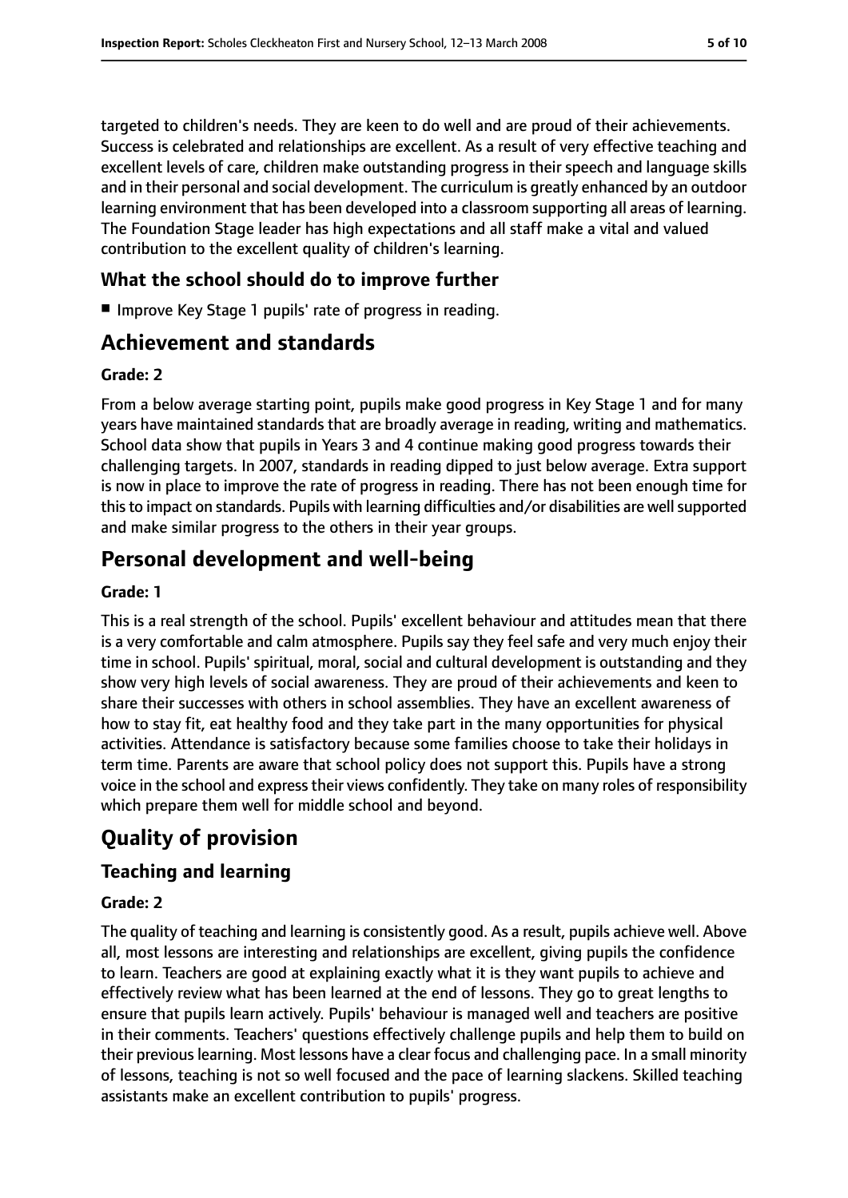targeted to children's needs. They are keen to do well and are proud of their achievements. Success is celebrated and relationships are excellent. As a result of very effective teaching and excellent levels of care, children make outstanding progress in their speech and language skills and in their personal and social development. The curriculum is greatly enhanced by an outdoor learning environment that has been developed into a classroom supporting all areas of learning. The Foundation Stage leader has high expectations and all staff make a vital and valued contribution to the excellent quality of children's learning.

### What the school should do to improve further

- Improve Key Stage 1 pupils' rate of progress in reading.

## Achievement and standards

**Grade: 2**

From a below average starting point, pupils make good progress in Key Stage 1 and for many years have maintained standards that are broadly average in reading, writing and mathematics. School data show that pupils in Years 3 and 4 continue making good progress towards their challenging targets. In 2007, standards in reading dipped to just below average. Extra support is now in place to improve the rate of progress in reading. There has not been enough time for this to impact on standards. Pupils with learning difficulties and/or disabilities are well supported and make similar progress to the others in their year groups.

## Personal development and well-being

**Grade: 1**

This is a real strength of the school. Pupils' excellent behaviour and attitudes mean that there is a very comfortable and calm atmosphere. Pupils say they feel safe and very much enjoy their time in school. Pupils' spiritual, moral, social and cultural development is outstanding and they show very high levels of social awareness. They are proud of their achievements and keen to share their successes with others in school assemblies. They have an excellent awareness of how to stay fit, eat healthy food and they take part in the many opportunities for physical activities. Attendance is satisfactory because some families choose to take their holidays in term time. Parents are aware that school policy does not support this. Pupils have a strong voice in the school and express their views confidently. They take on many roles of responsibility which prepare them well for middle school and beyond.

# Quality of provision

## Teaching and learning

**Grade: 2**

The quality of teaching and learning is consistently good. As a result, pupils achieve well. Above all, most lessons are interesting and relationships are excellent, giving pupils the confidence to learn. Teachers are good at explaining exactly what it is they want pupils to achieve and effectively review what has been learned at the end of lessons. They go to great lengths to ensure that pupils learn actively. Pupils' behaviour is managed well and teachers are positive in their comments. Teachers' questions effectively challenge pupils and help them to build on their previous learning. Most lessons have a clear focus and challenging pace. In a small minority of lessons, teaching is not so well focused and the pace of learning slackens. Skilled teaching assistants make an excellent contribution to pupils' progress.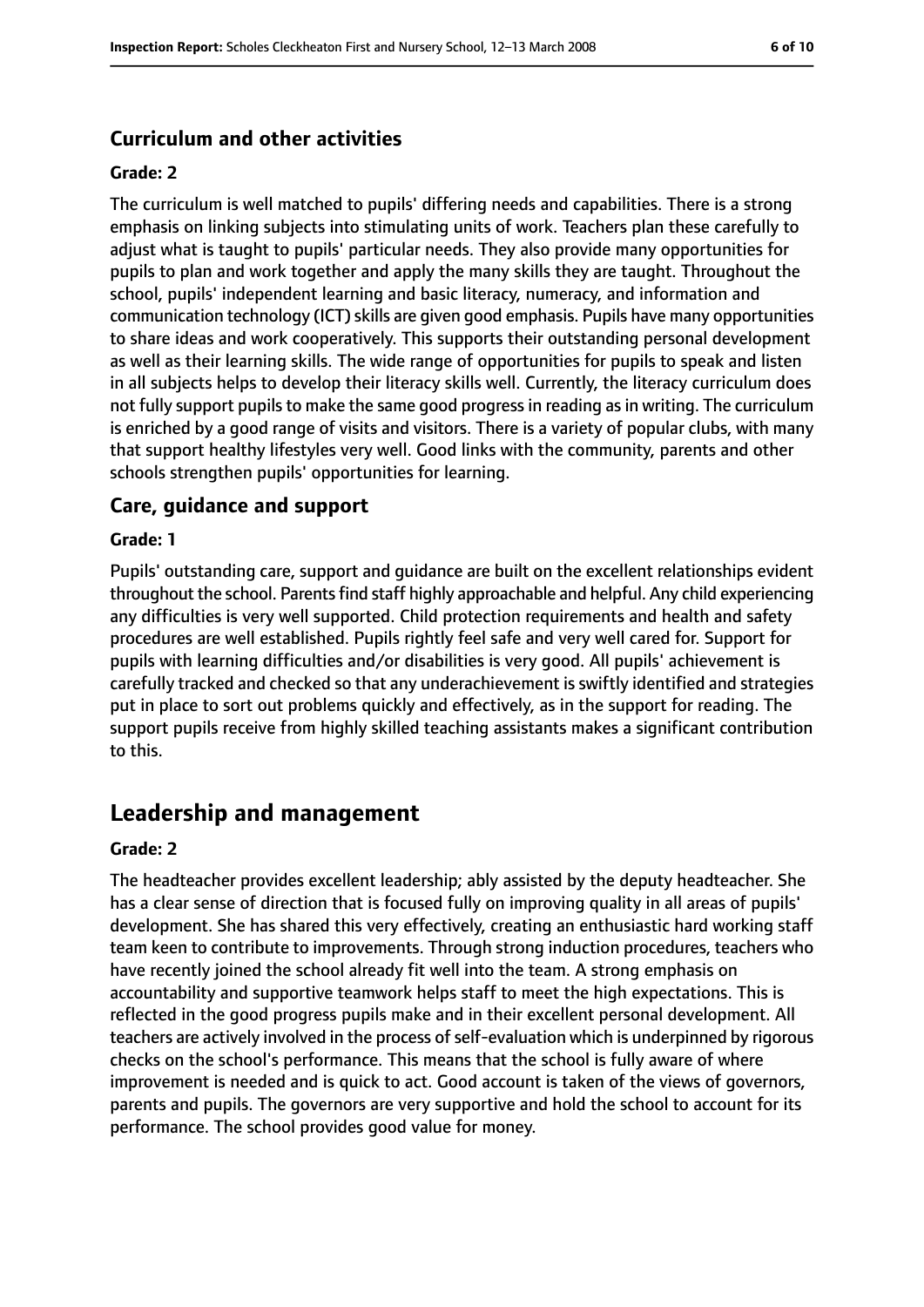### Curriculum and other activities

#### Grade: 2

The curriculum is well matched to pupils' differing needs and capabilities. There is a strong emphasis on linking subjects into stimulating units of work. Teachers plan these carefully to adjust what is taught to pupils' particular needs. They also provide many opportunities for pupils to plan and work together and apply the many skills they are taught. Throughout the school, pupils' independent learning and basic literacy, numeracy, and information and communication technology (ICT) skills are given good emphasis. Pupils have many opportunities to share ideas and work cooperatively. This supports their outstanding personal development as well as their learning skills. The wide range of opportunities for pupils to speak and listen in all subjects helps to develop their literacy skills well. Currently, the literacy curriculum does not fully support pupils to make the same good progress in reading as in writing. The curriculum is enriched by a good range of visits and visitors. There is a variety of popular clubs, with many that support healthy lifestyles very well. Good links with the community, parents and other schools strengthen pupils' opportunities for learning.

### Care, guidance and support

#### Grade: 1

Pupils' outstanding care, support and guidance are built on the excellent relationships evident throughout the school. Parents find staff highly approachable and helpful. Any child experiencing any difficulties is very well supported. Child protection requirements and health and safety procedures are well established. Pupils rightly feel safe and very well cared for. Support for pupils with learning difficulties and/or disabilities is very good. All pupils' achievement is carefully tracked and checked so that any underachievement is swiftly identified and strategies put in place to sort out problems quickly and effectively, as in the support for reading. The support pupils receive from highly skilled teaching assistants makes a significant contribution to this.

## Leadership and management

#### Grade: 2

The headteacher provides excellent leadership; ably assisted by the deputy headteacher. She has a clear sense of direction that is focused fully on improving quality in all areas of pupils' development. She has shared this very effectively, creating an enthusiastic hard working staff team keen to contribute to improvements. Through strong induction procedures, teachers who have recently joined the school already fit well into the team. A strong emphasis on accountability and supportive teamwork helps staff to meet the high expectations. This is reflected in the good progress pupils make and in their excellent personal development. All teachers are actively involved in the process of self-evaluation which is underpinned by rigorous checks on the school's performance. This means that the school is fully aware of where improvement is needed and is quick to act. Good account is taken of the views of governors, parents and pupils. The governors are very supportive and hold the school to account for its performance. The school provides good value for money.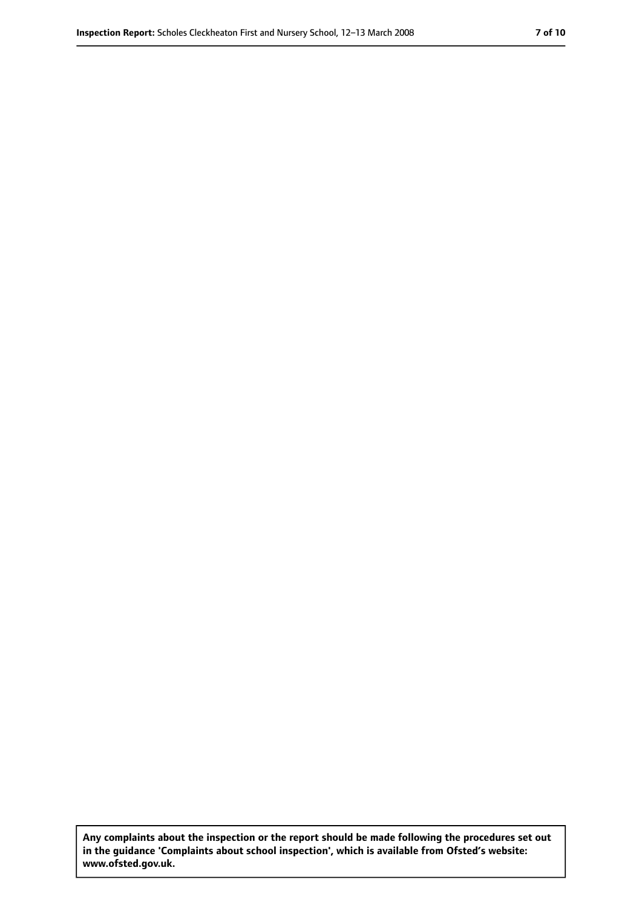**Any complaints about the inspection or the report should be made following the procedures set out in the guidance 'Complaints about school inspection', which is available from Ofsted's website: www.ofsted.gov.uk.**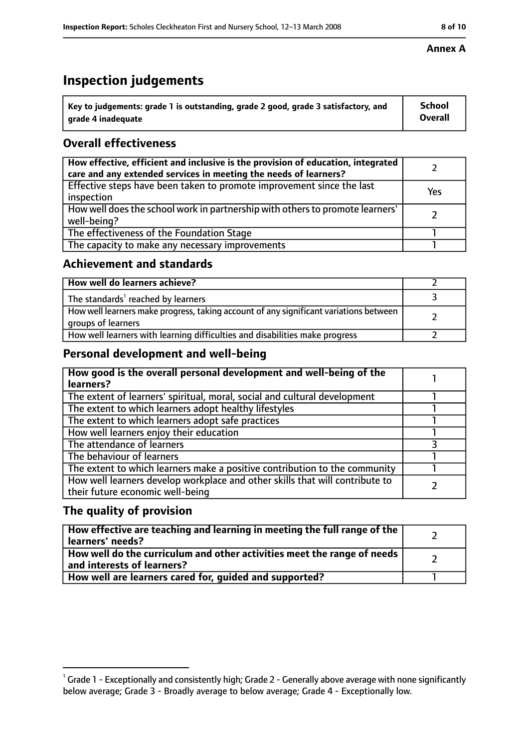**Annex A**

# Inspection judgements

| Key to judgements: grade 1 is outstanding, grade 2 good, grade 3 satisfactory, and grade 4 inadequate | School Overall |
|---|---|

## Overall effectiveness

| | |
|---|---|
| **How effective, efficient and inclusive is the provision of education, integrated care and any extended services in meeting the needs of learners?** | 2 |
| Effective steps have been taken to promote improvement since the last inspection | Yes |
| How well does the school work in partnership with others to promote learners' well-being? | 2 |
| The effectiveness of the Foundation Stage | 1 |
| The capacity to make any necessary improvements | 1 |

## Achievement and standards

| | |
|---|---|
| **How well do learners achieve?** | 2 |
| The standards[1] reached by learners | 3 |
| How well learners make progress, taking account of any significant variations between groups of learners | 2 |
| How well learners with learning difficulties and disabilities make progress | 2 |

## Personal development and well-being

| | |
|---|---|
| **How good is the overall personal development and well-being of the learners?** | 1 |
| The extent of learners' spiritual, moral, social and cultural development | 1 |
| The extent to which learners adopt healthy lifestyles | 1 |
| The extent to which learners adopt safe practices | 1 |
| How well learners enjoy their education | 1 |
| The attendance of learners | 3 |
| The behaviour of learners | 1 |
| The extent to which learners make a positive contribution to the community | 1 |
| How well learners develop workplace and other skills that will contribute to their future economic well-being | 2 |

## The quality of provision

| | |
|---|---|
| **How effective are teaching and learning in meeting the full range of the learners' needs?** | 2 |
| **How well do the curriculum and other activities meet the range of needs and interests of learners?** | 2 |
| **How well are learners cared for, guided and supported?** | 1 |

[1] Grade 1 - Exceptionally and consistently high; Grade 2 - Generally above average with none significantly below average; Grade 3 - Broadly average to below average; Grade 4 - Exceptionally low.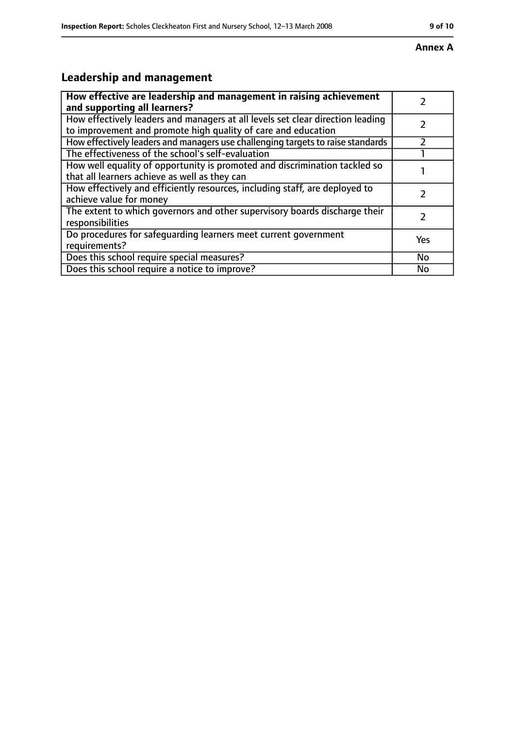**Annex A**

## Leadership and management

| **How effective are leadership and management in raising achievement and supporting all learners?** | 2 |
|---|---|
| How effectively leaders and managers at all levels set clear direction leading to improvement and promote high quality of care and education | 2 |
| How effectively leaders and managers use challenging targets to raise standards | 2 |
| The effectiveness of the school's self-evaluation | 1 |
| How well equality of opportunity is promoted and discrimination tackled so that all learners achieve as well as they can | 1 |
| How effectively and efficiently resources, including staff, are deployed to achieve value for money | 2 |
| The extent to which governors and other supervisory boards discharge their responsibilities | 2 |
| Do procedures for safeguarding learners meet current government requirements? | Yes |
| Does this school require special measures? | No |
| Does this school require a notice to improve? | No |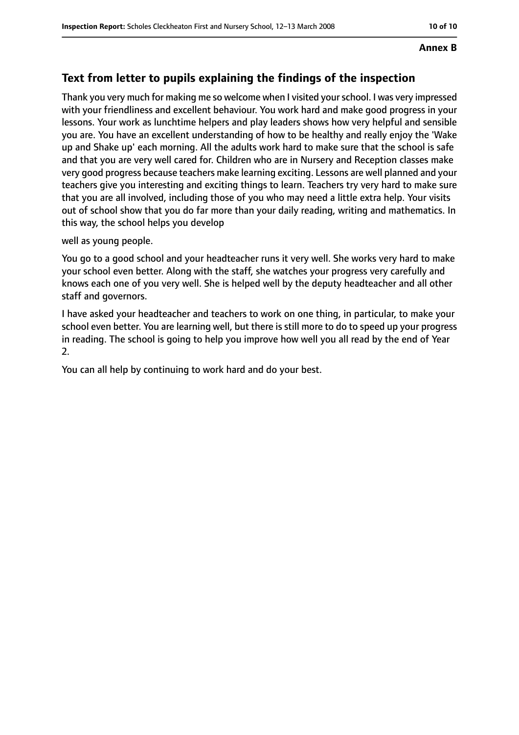**Annex B**

## Text from letter to pupils explaining the findings of the inspection

Thank you very much for making me so welcome when I visited your school. I was very impressed with your friendliness and excellent behaviour. You work hard and make good progress in your lessons. Your work as lunchtime helpers and play leaders shows how very helpful and sensible you are. You have an excellent understanding of how to be healthy and really enjoy the 'Wake up and Shake up' each morning. All the adults work hard to make sure that the school is safe and that you are very well cared for. Children who are in Nursery and Reception classes make very good progress because teachers make learning exciting. Lessons are well planned and your teachers give you interesting and exciting things to learn. Teachers try very hard to make sure that you are all involved, including those of you who may need a little extra help. Your visits out of school show that you do far more than your daily reading, writing and mathematics. In this way, the school helps you develop

well as young people.

You go to a good school and your headteacher runs it very well. She works very hard to make your school even better. Along with the staff, she watches your progress very carefully and knows each one of you very well. She is helped well by the deputy headteacher and all other staff and governors.

I have asked your headteacher and teachers to work on one thing, in particular, to make your school even better. You are learning well, but there is still more to do to speed up your progress in reading. The school is going to help you improve how well you all read by the end of Year 2.

You can all help by continuing to work hard and do your best.